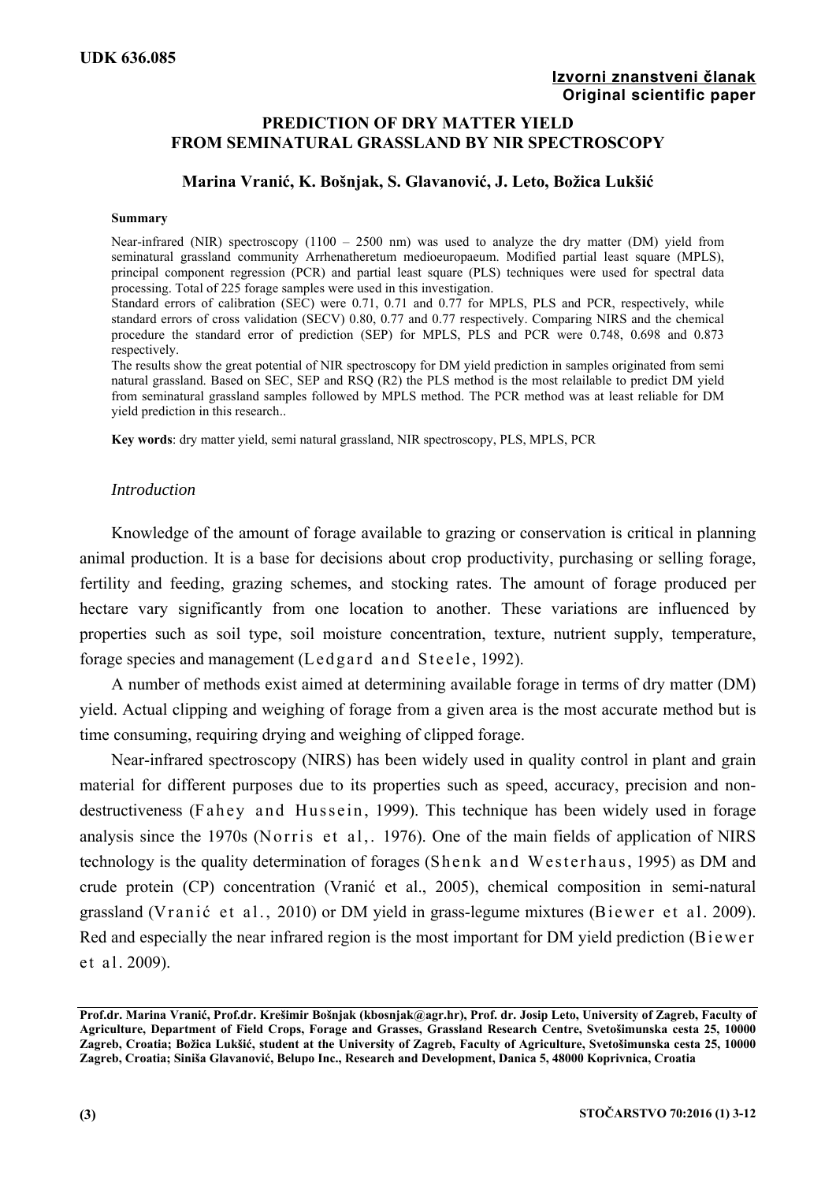**UDK 636.085**

**Izvorni znanstveni članak**
**Original scientific paper**

# PREDICTION OF DRY MATTER YIELD FROM SEMINATURAL GRASSLAND BY NIR SPECTROSCOPY

**Marina Vranić, K. Bošnjak, S. Glavanović, J. Leto, Božica Lukšić**

**Summary**

Near-infrared (NIR) spectroscopy (1100 – 2500 nm) was used to analyze the dry matter (DM) yield from seminatural grassland community Arrhenatheretum medioeuropaeum. Modified partial least square (MPLS), principal component regression (PCR) and partial least square (PLS) techniques were used for spectral data processing. Total of 225 forage samples were used in this investigation.

Standard errors of calibration (SEC) were 0.71, 0.71 and 0.77 for MPLS, PLS and PCR, respectively, while standard errors of cross validation (SECV) 0.80, 0.77 and 0.77 respectively. Comparing NIRS and the chemical procedure the standard error of prediction (SEP) for MPLS, PLS and PCR were 0.748, 0.698 and 0.873 respectively.

The results show the great potential of NIR spectroscopy for DM yield prediction in samples originated from semi natural grassland. Based on SEC, SEP and RSQ ($R^2$) the PLS method is the most relailable to predict DM yield from seminatural grassland samples followed by MPLS method. The PCR method was at least reliable for DM yield prediction in this research..

**Key words**: dry matter yield, semi natural grassland, NIR spectroscopy, PLS, MPLS, PCR

## *Introduction*

Knowledge of the amount of forage available to grazing or conservation is critical in planning animal production. It is a base for decisions about crop productivity, purchasing or selling forage, fertility and feeding, grazing schemes, and stocking rates. The amount of forage produced per hectare vary significantly from one location to another. These variations are influenced by properties such as soil type, soil moisture concentration, texture, nutrient supply, temperature, forage species and management (Ledgard and Steele, 1992).

A number of methods exist aimed at determining available forage in terms of dry matter (DM) yield. Actual clipping and weighing of forage from a given area is the most accurate method but is time consuming, requiring drying and weighing of clipped forage.

Near-infrared spectroscopy (NIRS) has been widely used in quality control in plant and grain material for different purposes due to its properties such as speed, accuracy, precision and non-destructiveness (Fahey and Hussein, 1999). This technique has been widely used in forage analysis since the 1970s (Norris et al,. 1976). One of the main fields of application of NIRS technology is the quality determination of forages (Shenk and Westerhaus, 1995) as DM and crude protein (CP) concentration (Vranić et al., 2005), chemical composition in semi-natural grassland (Vranić et al., 2010) or DM yield in grass-legume mixtures (Biewer et al. 2009). Red and especially the near infrared region is the most important for DM yield prediction (Biewer et al. 2009).

**Prof.dr. Marina Vranić, Prof.dr. Krešimir Bošnjak (kbosnjak@agr.hr), Prof. dr. Josip Leto, University of Zagreb, Faculty of Agriculture, Department of Field Crops, Forage and Grasses, Grassland Research Centre, Svetošimunska cesta 25, 10000 Zagreb, Croatia; Božica Lukšić, student at the University of Zagreb, Faculty of Agriculture, Svetošimunska cesta 25, 10000 Zagreb, Croatia; Siniša Glavanović, Belupo Inc., Research and Development, Danica 5, 48000 Koprivnica, Croatia**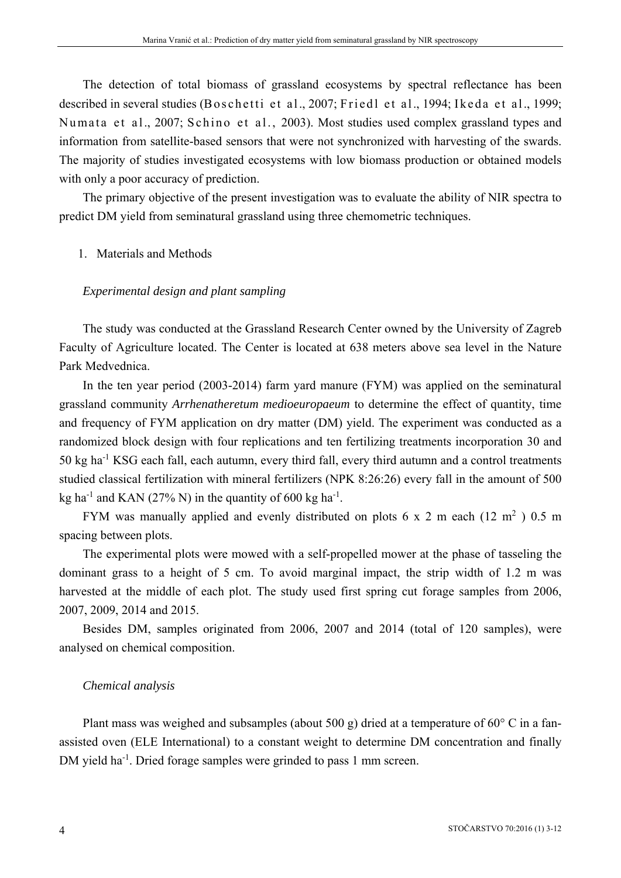The detection of total biomass of grassland ecosystems by spectral reflectance has been described in several studies (Boschetti et al., 2007; Friedl et al., 1994; Ikeda et al., 1999; Numata et al., 2007; Schino et al., 2003). Most studies used complex grassland types and information from satellite-based sensors that were not synchronized with harvesting of the swards. The majority of studies investigated ecosystems with low biomass production or obtained models with only a poor accuracy of prediction.

The primary objective of the present investigation was to evaluate the ability of NIR spectra to predict DM yield from seminatural grassland using three chemometric techniques.

## 1. Materials and Methods

### *Experimental design and plant sampling*

The study was conducted at the Grassland Research Center owned by the University of Zagreb Faculty of Agriculture located. The Center is located at 638 meters above sea level in the Nature Park Medvednica.

In the ten year period (2003-2014) farm yard manure (FYM) was applied on the seminatural grassland community *Arrhenatheretum medioeuropaeum* to determine the effect of quantity, time and frequency of FYM application on dry matter (DM) yield. The experiment was conducted as a randomized block design with four replications and ten fertilizing treatments incorporation 30 and 50 kg ha$^{-1}$ KSG each fall, each autumn, every third fall, every third autumn and a control treatments studied classical fertilization with mineral fertilizers (NPK 8:26:26) every fall in the amount of 500 kg ha$^{-1}$ and KAN (27% N) in the quantity of 600 kg ha$^{-1}$.

FYM was manually applied and evenly distributed on plots 6 x 2 m each (12 m$^2$ ) 0.5 m spacing between plots.

The experimental plots were mowed with a self-propelled mower at the phase of tasseling the dominant grass to a height of 5 cm. To avoid marginal impact, the strip width of 1.2 m was harvested at the middle of each plot. The study used first spring cut forage samples from 2006, 2007, 2009, 2014 and 2015.

Besides DM, samples originated from 2006, 2007 and 2014 (total of 120 samples), were analysed on chemical composition.

### *Chemical analysis*

Plant mass was weighed and subsamples (about 500 g) dried at a temperature of 60° C in a fan-assisted oven (ELE International) to a constant weight to determine DM concentration and finally DM yield ha$^{-1}$. Dried forage samples were grinded to pass 1 mm screen.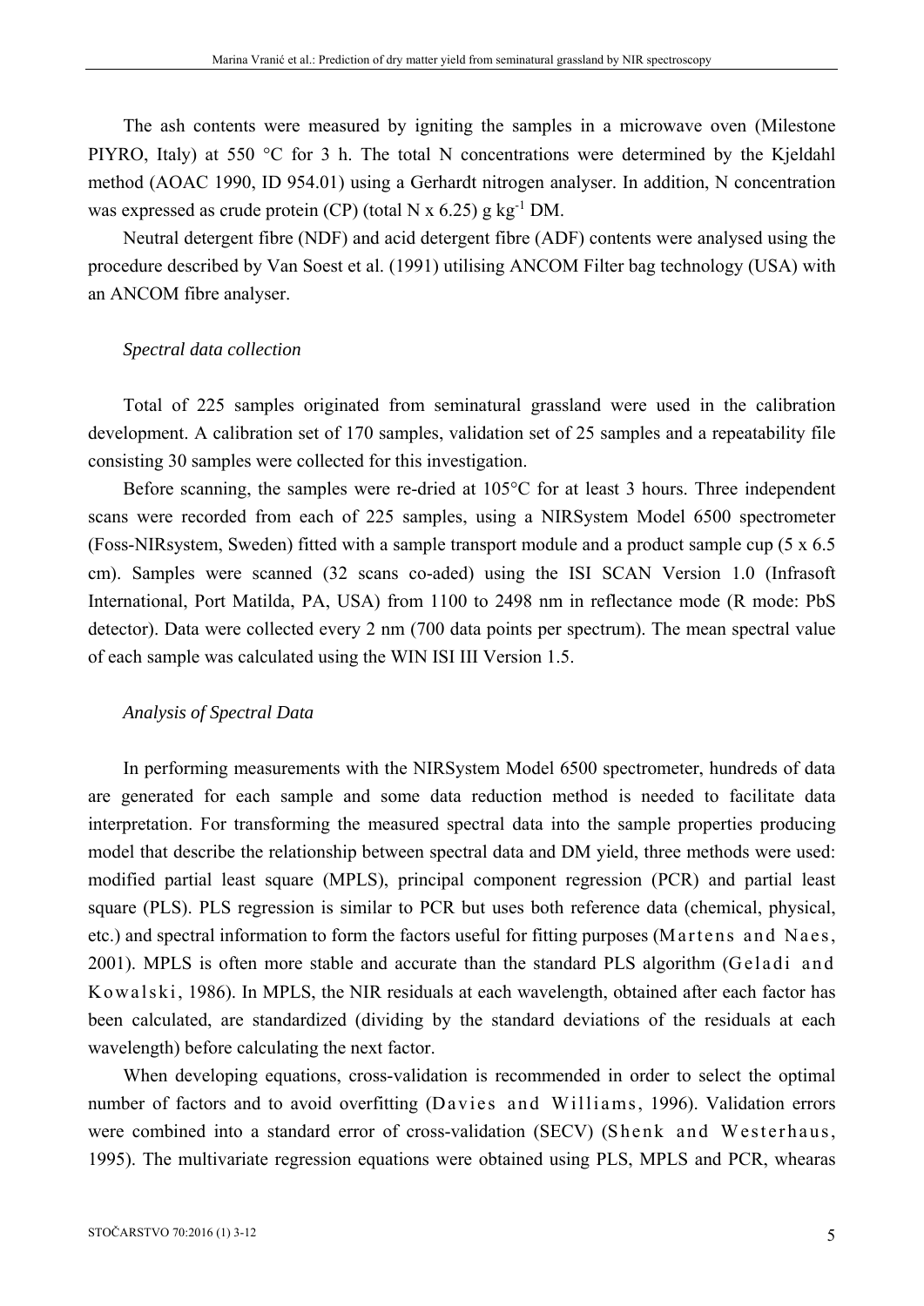The ash contents were measured by igniting the samples in a microwave oven (Milestone PIYRO, Italy) at 550 °C for 3 h. The total N concentrations were determined by the Kjeldahl method (AOAC 1990, ID 954.01) using a Gerhardt nitrogen analyser. In addition, N concentration was expressed as crude protein (CP) (total N x 6.25) g kg$^{-1}$ DM.

Neutral detergent fibre (NDF) and acid detergent fibre (ADF) contents were analysed using the procedure described by Van Soest et al. (1991) utilising ANCOM Filter bag technology (USA) with an ANCOM fibre analyser.

### *Spectral data collection*

Total of 225 samples originated from seminatural grassland were used in the calibration development. A calibration set of 170 samples, validation set of 25 samples and a repeatability file consisting 30 samples were collected for this investigation.

Before scanning, the samples were re-dried at 105°C for at least 3 hours. Three independent scans were recorded from each of 225 samples, using a NIRSystem Model 6500 spectrometer (Foss-NIRsystem, Sweden) fitted with a sample transport module and a product sample cup (5 x 6.5 cm). Samples were scanned (32 scans co-aded) using the ISI SCAN Version 1.0 (Infrasoft International, Port Matilda, PA, USA) from 1100 to 2498 nm in reflectance mode (R mode: PbS detector). Data were collected every 2 nm (700 data points per spectrum). The mean spectral value of each sample was calculated using the WIN ISI III Version 1.5.

### *Analysis of Spectral Data*

In performing measurements with the NIRSystem Model 6500 spectrometer, hundreds of data are generated for each sample and some data reduction method is needed to facilitate data interpretation. For transforming the measured spectral data into the sample properties producing model that describe the relationship between spectral data and DM yield, three methods were used: modified partial least square (MPLS), principal component regression (PCR) and partial least square (PLS). PLS regression is similar to PCR but uses both reference data (chemical, physical, etc.) and spectral information to form the factors useful for fitting purposes (Martens and Naes, 2001). MPLS is often more stable and accurate than the standard PLS algorithm (Geladi and Kowalski, 1986). In MPLS, the NIR residuals at each wavelength, obtained after each factor has been calculated, are standardized (dividing by the standard deviations of the residuals at each wavelength) before calculating the next factor.

When developing equations, cross-validation is recommended in order to select the optimal number of factors and to avoid overfitting (Davies and Williams, 1996). Validation errors were combined into a standard error of cross-validation (SECV) (Shenk and Westerhaus, 1995). The multivariate regression equations were obtained using PLS, MPLS and PCR, whearas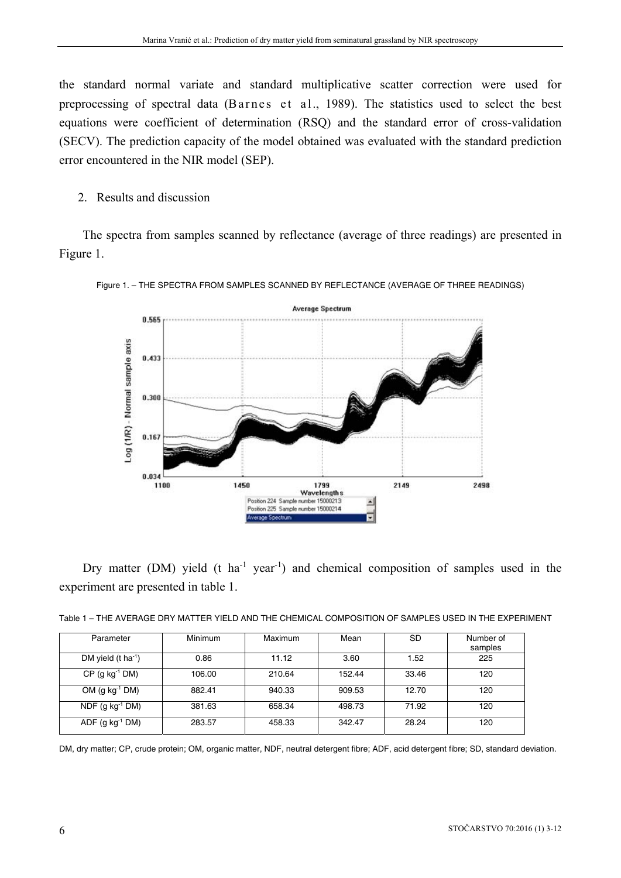the standard normal variate and standard multiplicative scatter correction were used for preprocessing of spectral data (Barnes et al., 1989). The statistics used to select the best equations were coefficient of determination (RSQ) and the standard error of cross-validation (SECV). The prediction capacity of the model obtained was evaluated with the standard prediction error encountered in the NIR model (SEP).

## 2. Results and discussion

The spectra from samples scanned by reflectance (average of three readings) are presented in Figure 1.

Figure 1. – THE SPECTRA FROM SAMPLES SCANNED BY REFLECTANCE (AVERAGE OF THREE READINGS)

Dry matter (DM) yield (t ha$^{-1}$ year$^{-1}$) and chemical composition of samples used in the experiment are presented in table 1.

Table 1 – THE AVERAGE DRY MATTER YIELD AND THE CHEMICAL COMPOSITION OF SAMPLES USED IN THE EXPERIMENT

| Parameter | Minimum | Maximum | Mean | SD | Number of samples |
|---|---|---|---|---|---|
| DM yield (t ha$^{-1}$) | 0.86 | 11.12 | 3.60 | 1.52 | 225 |
| CP (g kg$^{-1}$ DM) | 106.00 | 210.64 | 152.44 | 33.46 | 120 |
| OM (g kg$^{-1}$ DM) | 882.41 | 940.33 | 909.53 | 12.70 | 120 |
| NDF (g kg$^{-1}$ DM) | 381.63 | 658.34 | 498.73 | 71.92 | 120 |
| ADF (g kg$^{-1}$ DM) | 283.57 | 458.33 | 342.47 | 28.24 | 120 |

DM, dry matter; CP, crude protein; OM, organic matter, NDF, neutral detergent fibre; ADF, acid detergent fibre; SD, standard deviation.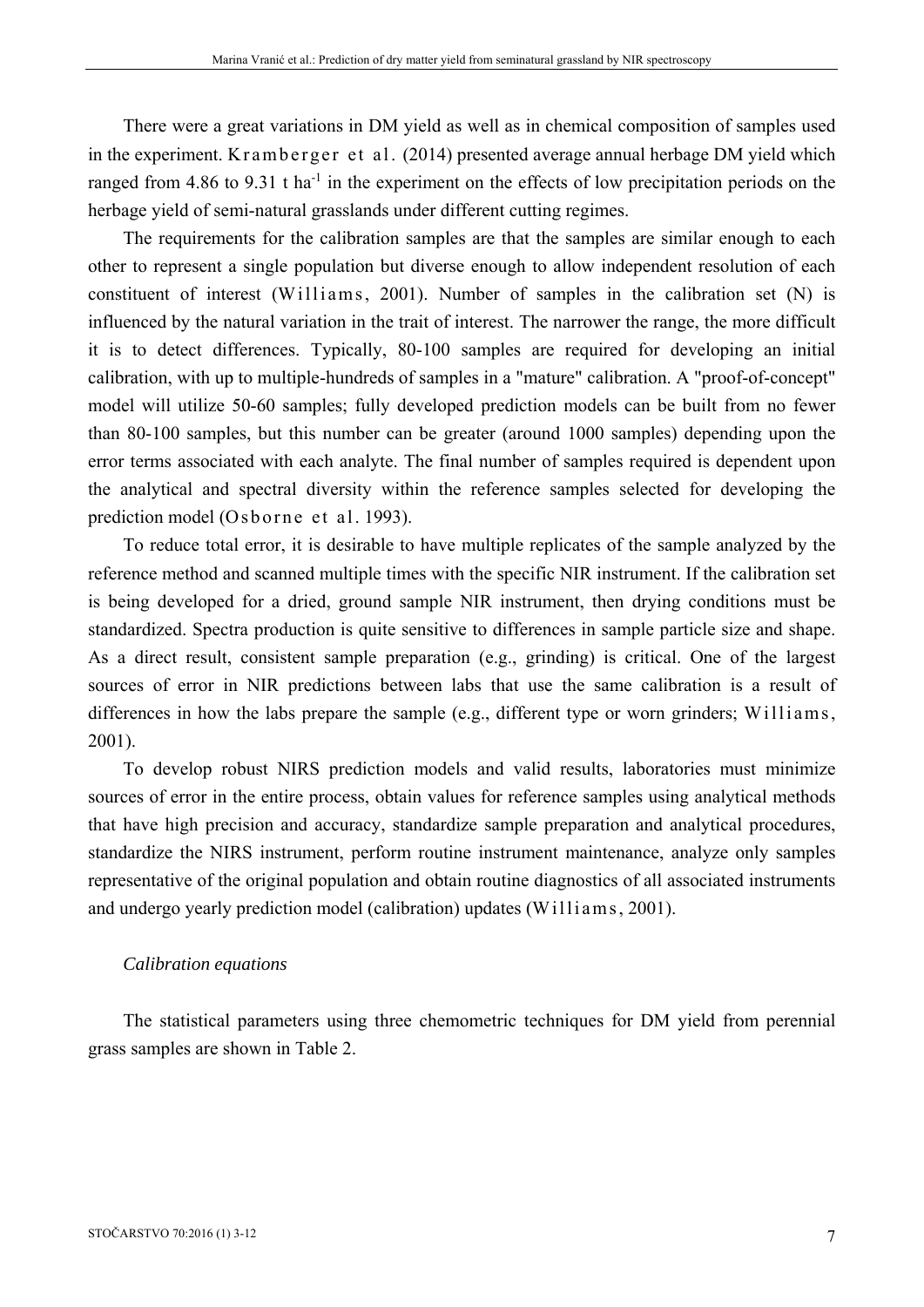There were a great variations in DM yield as well as in chemical composition of samples used in the experiment. Kramberger et al. (2014) presented average annual herbage DM yield which ranged from 4.86 to 9.31 t $ha^{-1}$ in the experiment on the effects of low precipitation periods on the herbage yield of semi-natural grasslands under different cutting regimes.

The requirements for the calibration samples are that the samples are similar enough to each other to represent a single population but diverse enough to allow independent resolution of each constituent of interest (Williams, 2001). Number of samples in the calibration set (N) is influenced by the natural variation in the trait of interest. The narrower the range, the more difficult it is to detect differences. Typically, 80-100 samples are required for developing an initial calibration, with up to multiple-hundreds of samples in a "mature" calibration. A "proof-of-concept" model will utilize 50-60 samples; fully developed prediction models can be built from no fewer than 80-100 samples, but this number can be greater (around 1000 samples) depending upon the error terms associated with each analyte. The final number of samples required is dependent upon the analytical and spectral diversity within the reference samples selected for developing the prediction model (Osborne et al. 1993).

To reduce total error, it is desirable to have multiple replicates of the sample analyzed by the reference method and scanned multiple times with the specific NIR instrument. If the calibration set is being developed for a dried, ground sample NIR instrument, then drying conditions must be standardized. Spectra production is quite sensitive to differences in sample particle size and shape. As a direct result, consistent sample preparation (e.g., grinding) is critical. One of the largest sources of error in NIR predictions between labs that use the same calibration is a result of differences in how the labs prepare the sample (e.g., different type or worn grinders; Williams, 2001).

To develop robust NIRS prediction models and valid results, laboratories must minimize sources of error in the entire process, obtain values for reference samples using analytical methods that have high precision and accuracy, standardize sample preparation and analytical procedures, standardize the NIRS instrument, perform routine instrument maintenance, analyze only samples representative of the original population and obtain routine diagnostics of all associated instruments and undergo yearly prediction model (calibration) updates (Williams, 2001).

*Calibration equations*

The statistical parameters using three chemometric techniques for DM yield from perennial grass samples are shown in Table 2.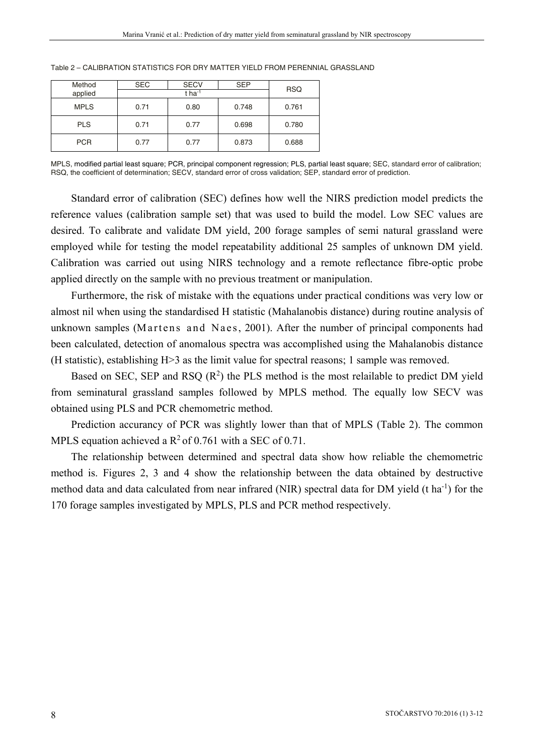Table 2 – CALIBRATION STATISTICS FOR DRY MATTER YIELD FROM PERENNIAL GRASSLAND

| Method applied | SEC | SECV | SEP | RSQ |
|---|---|---|---|---|
| | t $ha^{-1}$ | | | |
| MPLS | 0.71 | 0.80 | 0.748 | 0.761 |
| PLS | 0.71 | 0.77 | 0.698 | 0.780 |
| PCR | 0.77 | 0.77 | 0.873 | 0.688 |

MPLS, modified partial least square; PCR, principal component regression; PLS, partial least square; SEC, standard error of calibration; RSQ, the coefficient of determination; SECV, standard error of cross validation; SEP, standard error of prediction.

Standard error of calibration (SEC) defines how well the NIRS prediction model predicts the reference values (calibration sample set) that was used to build the model. Low SEC values are desired. To calibrate and validate DM yield, 200 forage samples of semi natural grassland were employed while for testing the model repeatability additional 25 samples of unknown DM yield. Calibration was carried out using NIRS technology and a remote reflectance fibre-optic probe applied directly on the sample with no previous treatment or manipulation.

Furthermore, the risk of mistake with the equations under practical conditions was very low or almost nil when using the standardised H statistic (Mahalanobis distance) during routine analysis of unknown samples (Martens and Naes, 2001). After the number of principal components had been calculated, detection of anomalous spectra was accomplished using the Mahalanobis distance (H statistic), establishing H>3 as the limit value for spectral reasons; 1 sample was removed.

Based on SEC, SEP and RSQ ($R^2$) the PLS method is the most relailable to predict DM yield from seminatural grassland samples followed by MPLS method. The equally low SECV was obtained using PLS and PCR chemometric method.

Prediction accurancy of PCR was slightly lower than that of MPLS (Table 2). The common MPLS equation achieved a $R^2$ of 0.761 with a SEC of 0.71.

The relationship between determined and spectral data show how reliable the chemometric method is. Figures 2, 3 and 4 show the relationship between the data obtained by destructive method data and data calculated from near infrared (NIR) spectral data for DM yield (t $ha^{-1}$) for the 170 forage samples investigated by MPLS, PLS and PCR method respectively.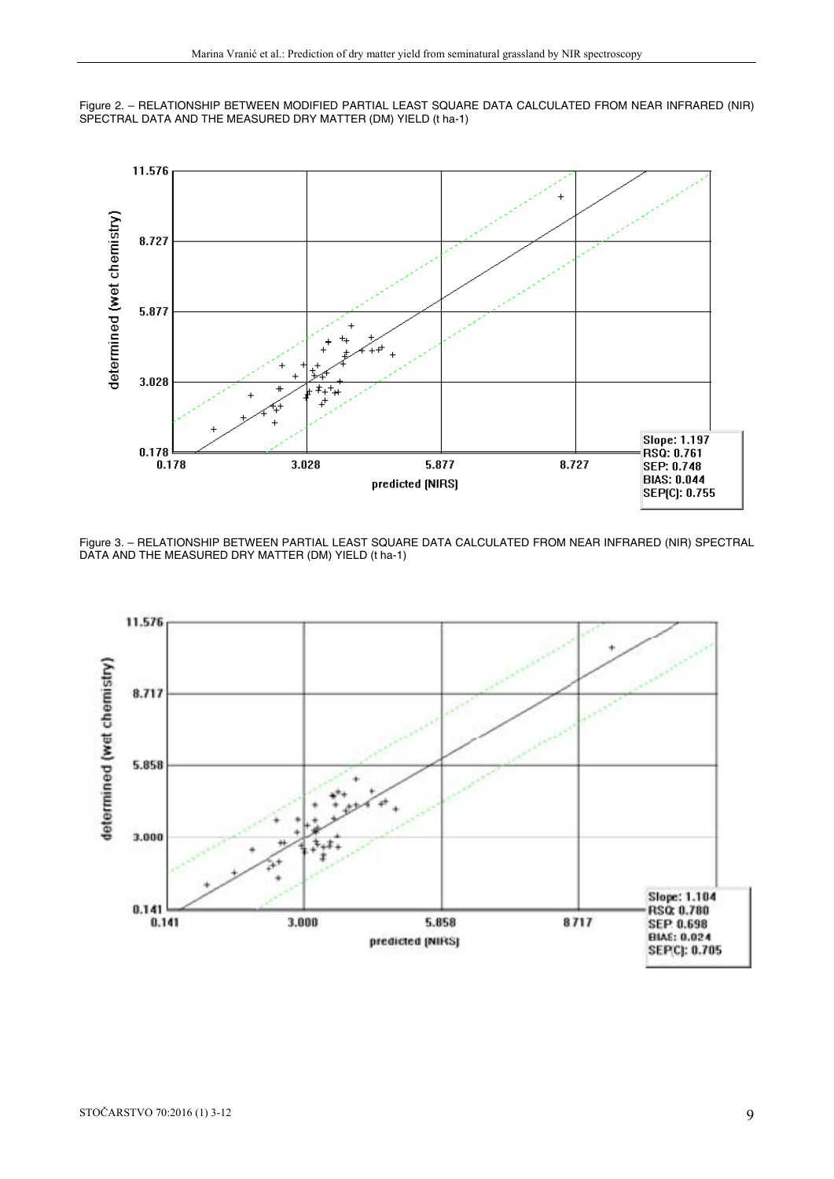Figure 2. – RELATIONSHIP BETWEEN MODIFIED PARTIAL LEAST SQUARE DATA CALCULATED FROM NEAR INFRARED (NIR) SPECTRAL DATA AND THE MEASURED DRY MATTER (DM) YIELD (t ha-1)

Figure 3. – RELATIONSHIP BETWEEN PARTIAL LEAST SQUARE DATA CALCULATED FROM NEAR INFRARED (NIR) SPECTRAL DATA AND THE MEASURED DRY MATTER (DM) YIELD (t ha-1)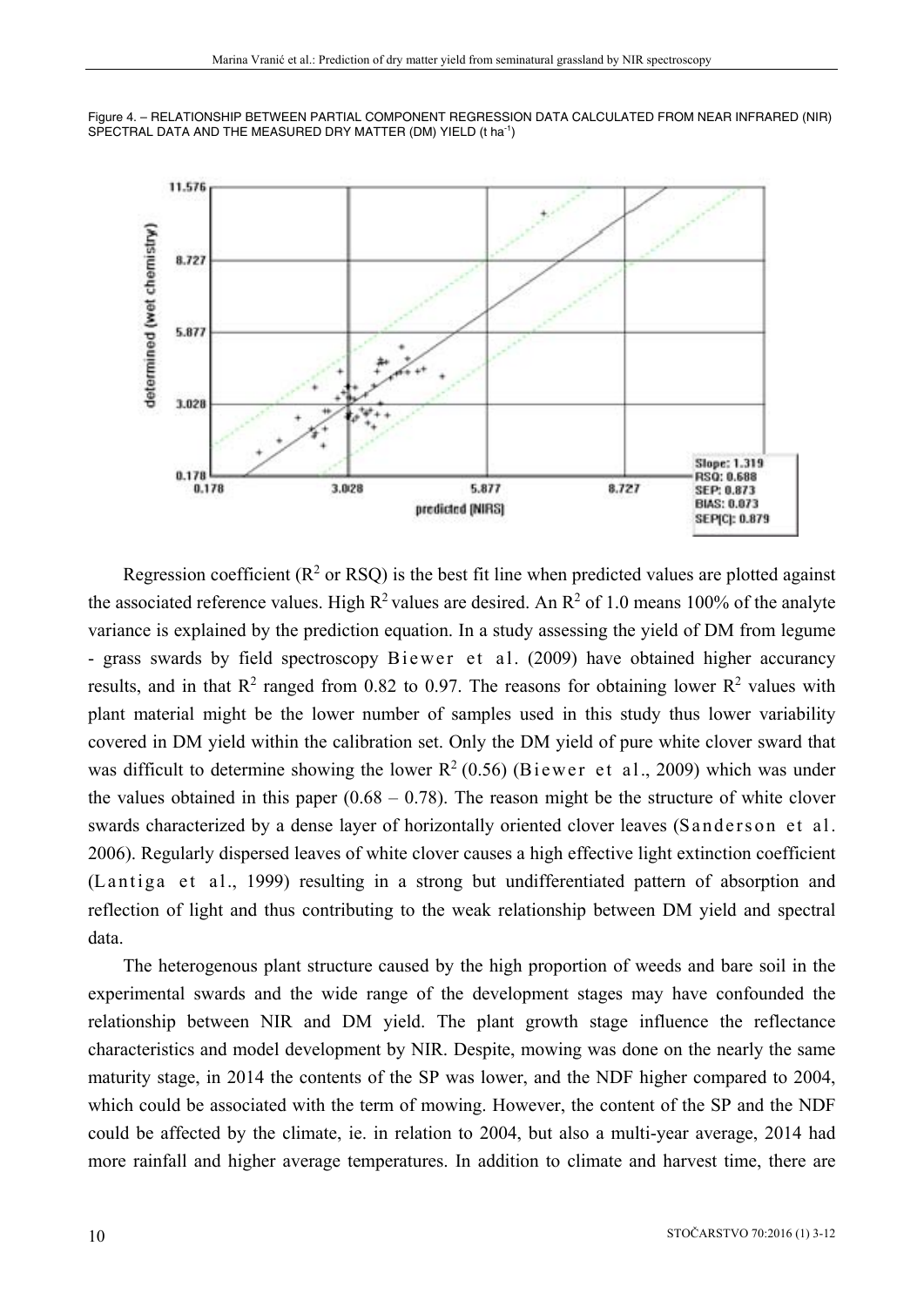Figure 4. – RELATIONSHIP BETWEEN PARTIAL COMPONENT REGRESSION DATA CALCULATED FROM NEAR INFRARED (NIR) SPECTRAL DATA AND THE MEASURED DRY MATTER (DM) YIELD (t ha$^{-1}$)

Regression coefficient ($R^2$ or RSQ) is the best fit line when predicted values are plotted against the associated reference values. High $R^2$ values are desired. An $R^2$ of 1.0 means 100% of the analyte variance is explained by the prediction equation. In a study assessing the yield of DM from legume - grass swards by field spectroscopy Biewer et al. (2009) have obtained higher accurancy results, and in that $R^2$ ranged from 0.82 to 0.97. The reasons for obtaining lower $R^2$ values with plant material might be the lower number of samples used in this study thus lower variability covered in DM yield within the calibration set. Only the DM yield of pure white clover sward that was difficult to determine showing the lower $R^2$ (0.56) (Biewer et al., 2009) which was under the values obtained in this paper (0.68 – 0.78). The reason might be the structure of white clover swards characterized by a dense layer of horizontally oriented clover leaves (Sanderson et al. 2006). Regularly dispersed leaves of white clover causes a high effective light extinction coefficient (Lantiga et al., 1999) resulting in a strong but undifferentiated pattern of absorption and reflection of light and thus contributing to the weak relationship between DM yield and spectral data.

The heterogenous plant structure caused by the high proportion of weeds and bare soil in the experimental swards and the wide range of the development stages may have confounded the relationship between NIR and DM yield. The plant growth stage influence the reflectance characteristics and model development by NIR. Despite, mowing was done on the nearly the same maturity stage, in 2014 the contents of the SP was lower, and the NDF higher compared to 2004, which could be associated with the term of mowing. However, the content of the SP and the NDF could be affected by the climate, ie. in relation to 2004, but also a multi-year average, 2014 had more rainfall and higher average temperatures. In addition to climate and harvest time, there are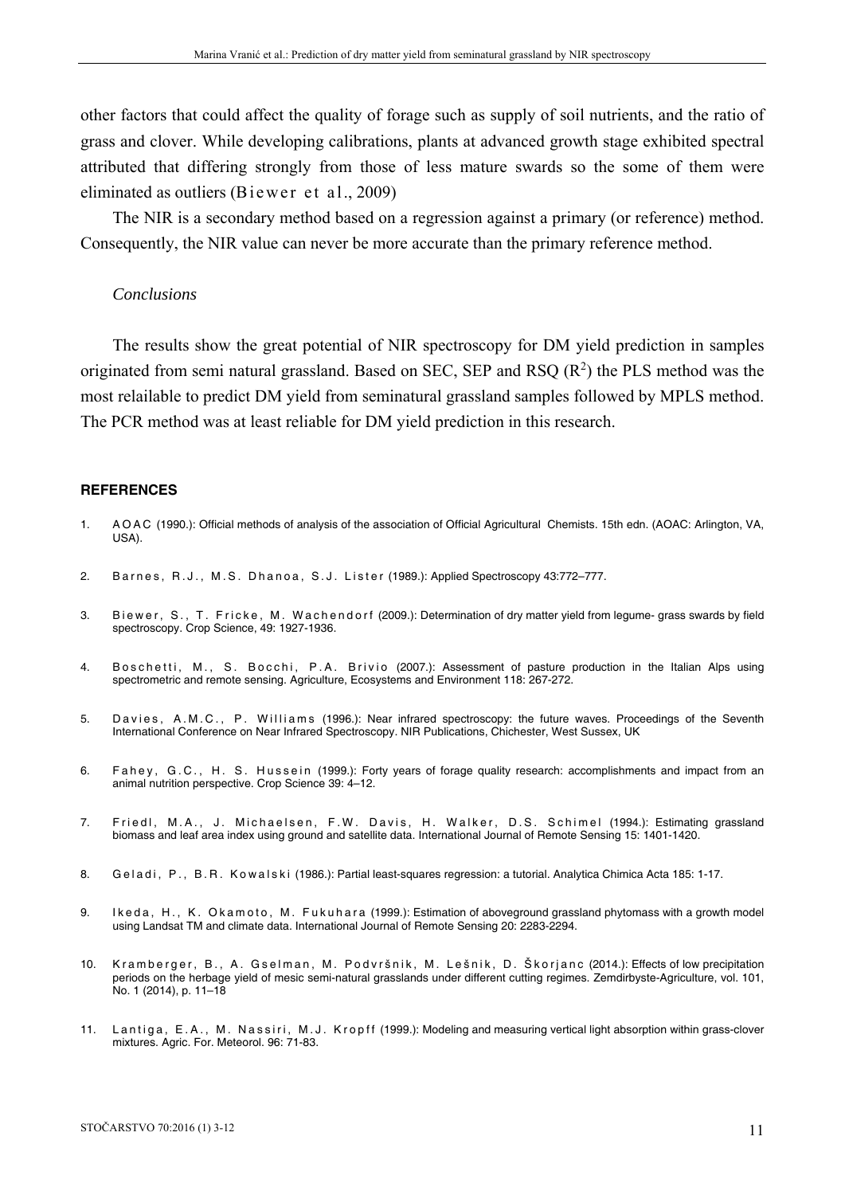other factors that could affect the quality of forage such as supply of soil nutrients, and the ratio of grass and clover. While developing calibrations, plants at advanced growth stage exhibited spectral attributed that differing strongly from those of less mature swards so the some of them were eliminated as outliers (Biewer et al., 2009)

The NIR is a secondary method based on a regression against a primary (or reference) method. Consequently, the NIR value can never be more accurate than the primary reference method.

### *Conclusions*

The results show the great potential of NIR spectroscopy for DM yield prediction in samples originated from semi natural grassland. Based on SEC, SEP and RSQ ($R^2$) the PLS method was the most relailable to predict DM yield from seminatural grassland samples followed by MPLS method. The PCR method was at least reliable for DM yield prediction in this research.

## REFERENCES

1. AOAC (1990.): Official methods of analysis of the association of Official Agricultural Chemists. 15th edn. (AOAC: Arlington, VA, USA).
2. Barnes, R.J., M.S. Dhanoa, S.J. Lister (1989.): Applied Spectroscopy 43:772–777.
3. Biewer, S., T. Fricke, M. Wachendorf (2009.): Determination of dry matter yield from legume- grass swards by field spectroscopy. Crop Science, 49: 1927-1936.
4. Boschetti, M., S. Bocchi, P.A. Brivio (2007.): Assessment of pasture production in the Italian Alps using spectrometric and remote sensing. Agriculture, Ecosystems and Environment 118: 267-272.
5. Davies, A.M.C., P. Williams (1996.): Near infrared spectroscopy: the future waves. Proceedings of the Seventh International Conference on Near Infrared Spectroscopy. NIR Publications, Chichester, West Sussex, UK
6. Fahey, G.C., H. S. Hussein (1999.): Forty years of forage quality research: accomplishments and impact from an animal nutrition perspective. Crop Science 39: 4–12.
7. Friedl, M.A., J. Michaelsen, F.W. Davis, H. Walker, D.S. Schimel (1994.): Estimating grassland biomass and leaf area index using ground and satellite data. International Journal of Remote Sensing 15: 1401-1420.
8. Geladi, P., B.R. Kowalski (1986.): Partial least-squares regression: a tutorial. Analytica Chimica Acta 185: 1-17.
9. Ikeda, H., K. Okamoto, M. Fukuhara (1999.): Estimation of aboveground grassland phytomass with a growth model using Landsat TM and climate data. International Journal of Remote Sensing 20: 2283-2294.
10. Kramberger, B., A. Gselman, M. Podvršnik, M. Lešnik, D. Škorjanc (2014.): Effects of low precipitation periods on the herbage yield of mesic semi-natural grasslands under different cutting regimes. Zemdirbyste-Agriculture, vol. 101, No. 1 (2014), p. 11–18
11. Lantiga, E.A., M. Nassiri, M.J. Kropff (1999.): Modeling and measuring vertical light absorption within grass-clover mixtures. Agric. For. Meteorol. 96: 71-83.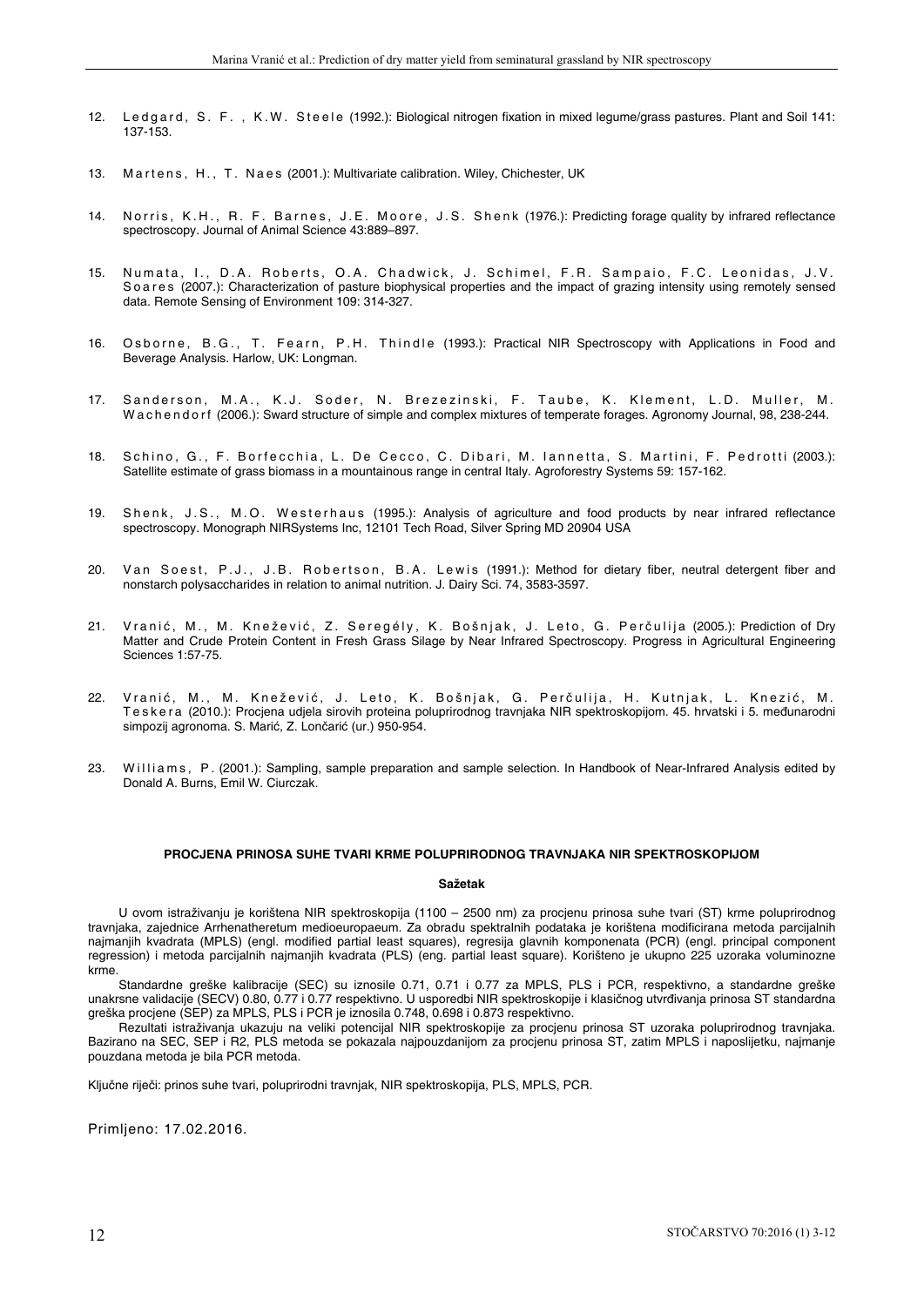12. Ledgard, S. F. , K.W. Steele (1992.): Biological nitrogen fixation in mixed legume/grass pastures. Plant and Soil 141: 137-153.

13. Martens, H., T. Naes (2001.): Multivariate calibration. Wiley, Chichester, UK

14. Norris, K.H., R. F. Barnes, J.E. Moore, J.S. Shenk (1976.): Predicting forage quality by infrared reflectance spectroscopy. Journal of Animal Science 43:889–897.

15. Numata, I., D.A. Roberts, O.A. Chadwick, J. Schimel, F.R. Sampaio, F.C. Leonidas, J.V. Soares (2007.): Characterization of pasture biophysical properties and the impact of grazing intensity using remotely sensed data. Remote Sensing of Environment 109: 314-327.

16. Osborne, B.G., T. Fearn, P.H. Thindle (1993.): Practical NIR Spectroscopy with Applications in Food and Beverage Analysis. Harlow, UK: Longman.

17. Sanderson, M.A., K.J. Soder, N. Brezezinski, F. Taube, K. Klement, L.D. Muller, M. Wachendorf (2006.): Sward structure of simple and complex mixtures of temperate forages. Agronomy Journal, 98, 238-244.

18. Schino, G., F. Borfecchia, L. De Cecco, C. Dibari, M. Iannetta, S. Martini, F. Pedrotti (2003.): Satellite estimate of grass biomass in a mountainous range in central Italy. Agroforestry Systems 59: 157-162.

19. Shenk, J.S., M.O. Westerhaus (1995.): Analysis of agriculture and food products by near infrared reflectance spectroscopy. Monograph NIRSystems Inc, 12101 Tech Road, Silver Spring MD 20904 USA

20. Van Soest, P.J., J.B. Robertson, B.A. Lewis (1991.): Method for dietary fiber, neutral detergent fiber and nonstarch polysaccharides in relation to animal nutrition. J. Dairy Sci. 74, 3583-3597.

21. Vranić, M., M. Knežević, Z. Seregély, K. Bošnjak, J. Leto, G. Perčulija (2005.): Prediction of Dry Matter and Crude Protein Content in Fresh Grass Silage by Near Infrared Spectroscopy. Progress in Agricultural Engineering Sciences 1:57-75.

22. Vranić, M., M. Knežević, J. Leto, K. Bošnjak, G. Perčulija, H. Kutnjak, L. Knezić, M. Teskera (2010.): Procjena udjela sirovih proteina poluprirodnog travnjaka NIR spektroskopijom. 45. hrvatski i 5. međunarodni simpozij agronoma. S. Marić, Z. Lončarić (ur.) 950-954.

23. Williams, P. (2001.): Sampling, sample preparation and sample selection. In Handbook of Near-Infrared Analysis edited by Donald A. Burns, Emil W. Ciurczak.

## PROCJENA PRINOSA SUHE TVARI KRME POLUPRIRODNOG TRAVNJAKA NIR SPEKTROSKOPIJOM

### Sažetak

U ovom istraživanju je korištena NIR spektroskopija (1100 – 2500 nm) za procjenu prinosa suhe tvari (ST) krme poluprirodnog travnjaka, zajednice Arrhenatheretum medioeuropaeum. Za obradu spektralnih podataka je korištena modificirana metoda parcijalnih najmanjih kvadrata (MPLS) (engl. modified partial least squares), regresija glavnih komponenata (PCR) (engl. principal component regression) i metoda parcijalnih najmanjih kvadrata (PLS) (eng. partial least square). Korišteno je ukupno 225 uzoraka voluminozne krme.

Standardne greške kalibracije (SEC) su iznosile 0.71, 0.71 i 0.77 za MPLS, PLS i PCR, respektivno, a standardne greške unakrsne validacije (SECV) 0.80, 0.77 i 0.77 respektivno. U usporedbi NIR spektroskopije i klasičnog utvrđivanja prinosa ST standardna greška procjene (SEP) za MPLS, PLS i PCR je iznosila 0.748, 0.698 i 0.873 respektivno.

Rezultati istraživanja ukazuju na veliki potencijal NIR spektroskopije za procjenu prinosa ST uzoraka poluprirodnog travnjaka. Bazirano na SEC, SEP i R2, PLS metoda se pokazala najpouzdanijom za procjenu prinosa ST, zatim MPLS i naposlijetku, najmanje pouzdana metoda je bila PCR metoda.

Ključne riječi: prinos suhe tvari, poluprirodni travnjak, NIR spektroskopija, PLS, MPLS, PCR.

Primljeno: 17.02.2016.